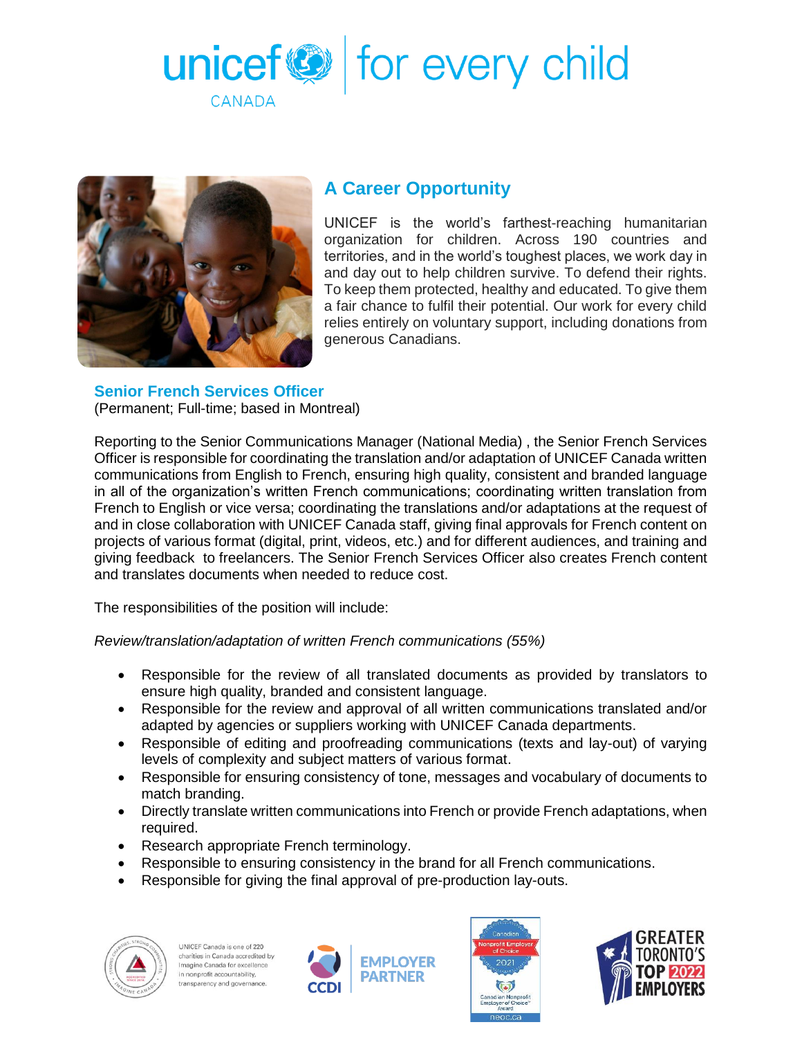unicef CANADA | for every child

## A Career Opportunity

UNICEF is the world's farthest-reaching humanitarian organization for children. Across 190 countries and territories, and in the world's toughest places, we work day in and day out to help children survive. To defend their rights. To keep them protected, healthy and educated. To give them a fair chance to fulfil their potential. Our work for every child relies entirely on voluntary support, including donations from generous Canadians.

### Senior French Services Officer

(Permanent; Full-time; based in Montreal)

Reporting to the Senior Communications Manager (National Media) , the Senior French Services Officer is responsible for coordinating the translation and/or adaptation of UNICEF Canada written communications from English to French, ensuring high quality, consistent and branded language in all of the organization's written French communications; coordinating written translation from French to English or vice versa; coordinating the translations and/or adaptations at the request of and in close collaboration with UNICEF Canada staff, giving final approvals for French content on projects of various format (digital, print, videos, etc.) and for different audiences, and training and giving feedback to freelancers. The Senior French Services Officer also creates French content and translates documents when needed to reduce cost.

The responsibilities of the position will include:

*Review/translation/adaptation of written French communications (55%)*

- Responsible for the review of all translated documents as provided by translators to ensure high quality, branded and consistent language.
- Responsible for the review and approval of all written communications translated and/or adapted by agencies or suppliers working with UNICEF Canada departments.
- Responsible of editing and proofreading communications (texts and lay-out) of varying levels of complexity and subject matters of various format.
- Responsible for ensuring consistency of tone, messages and vocabulary of documents to match branding.
- Directly translate written communications into French or provide French adaptations, when required.
- Research appropriate French terminology.
- Responsible to ensuring consistency in the brand for all French communications.
- Responsible for giving the final approval of pre-production lay-outs.

UNICEF Canada is one of 220 charities in Canada accredited by Imagine Canada for excellence in nonprofit accountability, transparency and governance.

CCDI EMPLOYER PARTNER

Canadian Nonprofit Employer of Choice 2021 — Canadian Nonprofit Employer of Choice™ Award — neoc.ca

GREATER TORONTO'S TOP 2022 EMPLOYERS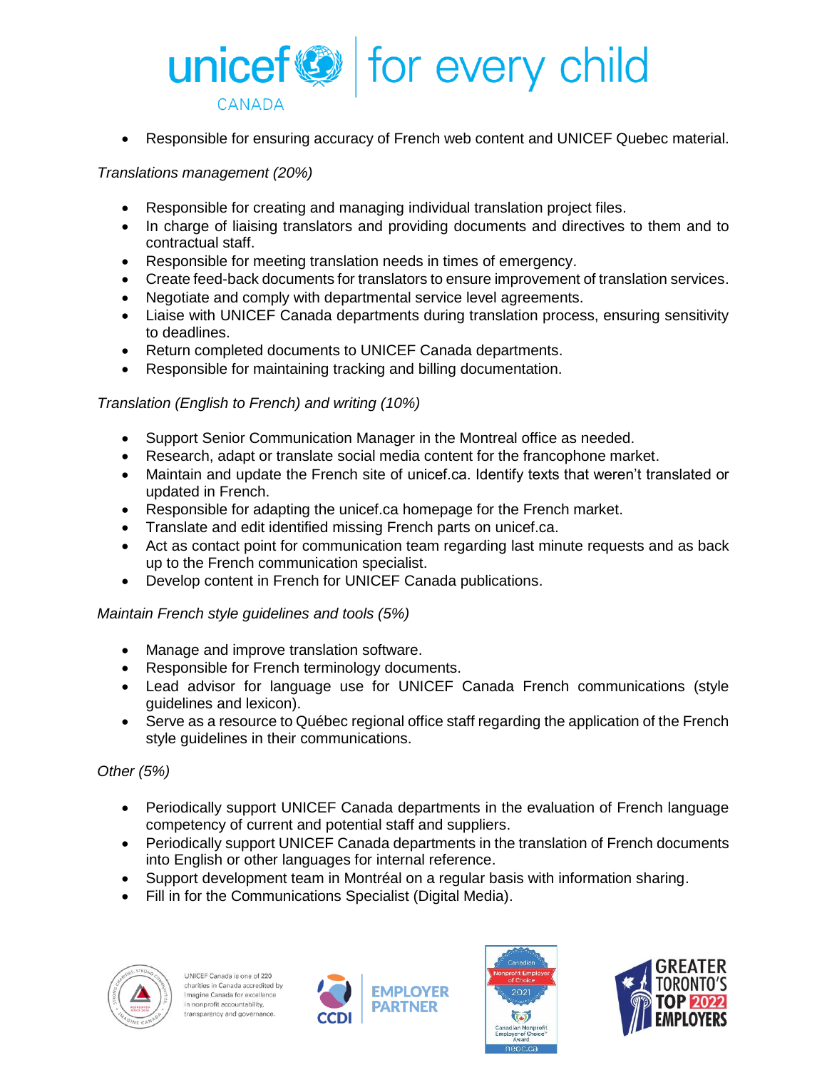- Responsible for ensuring accuracy of French web content and UNICEF Quebec material.

*Translations management (20%)*

- Responsible for creating and managing individual translation project files.
- In charge of liaising translators and providing documents and directives to them and to contractual staff.
- Responsible for meeting translation needs in times of emergency.
- Create feed-back documents for translators to ensure improvement of translation services.
- Negotiate and comply with departmental service level agreements.
- Liaise with UNICEF Canada departments during translation process, ensuring sensitivity to deadlines.
- Return completed documents to UNICEF Canada departments.
- Responsible for maintaining tracking and billing documentation.

*Translation (English to French) and writing (10%)*

- Support Senior Communication Manager in the Montreal office as needed.
- Research, adapt or translate social media content for the francophone market.
- Maintain and update the French site of unicef.ca. Identify texts that weren't translated or updated in French.
- Responsible for adapting the unicef.ca homepage for the French market.
- Translate and edit identified missing French parts on unicef.ca.
- Act as contact point for communication team regarding last minute requests and as back up to the French communication specialist.
- Develop content in French for UNICEF Canada publications.

*Maintain French style guidelines and tools (5%)*

- Manage and improve translation software.
- Responsible for French terminology documents.
- Lead advisor for language use for UNICEF Canada French communications (style guidelines and lexicon).
- Serve as a resource to Québec regional office staff regarding the application of the French style guidelines in their communications.

*Other (5%)*

- Periodically support UNICEF Canada departments in the evaluation of French language competency of current and potential staff and suppliers.
- Periodically support UNICEF Canada departments in the translation of French documents into English or other languages for internal reference.
- Support development team in Montréal on a regular basis with information sharing.
- Fill in for the Communications Specialist (Digital Media).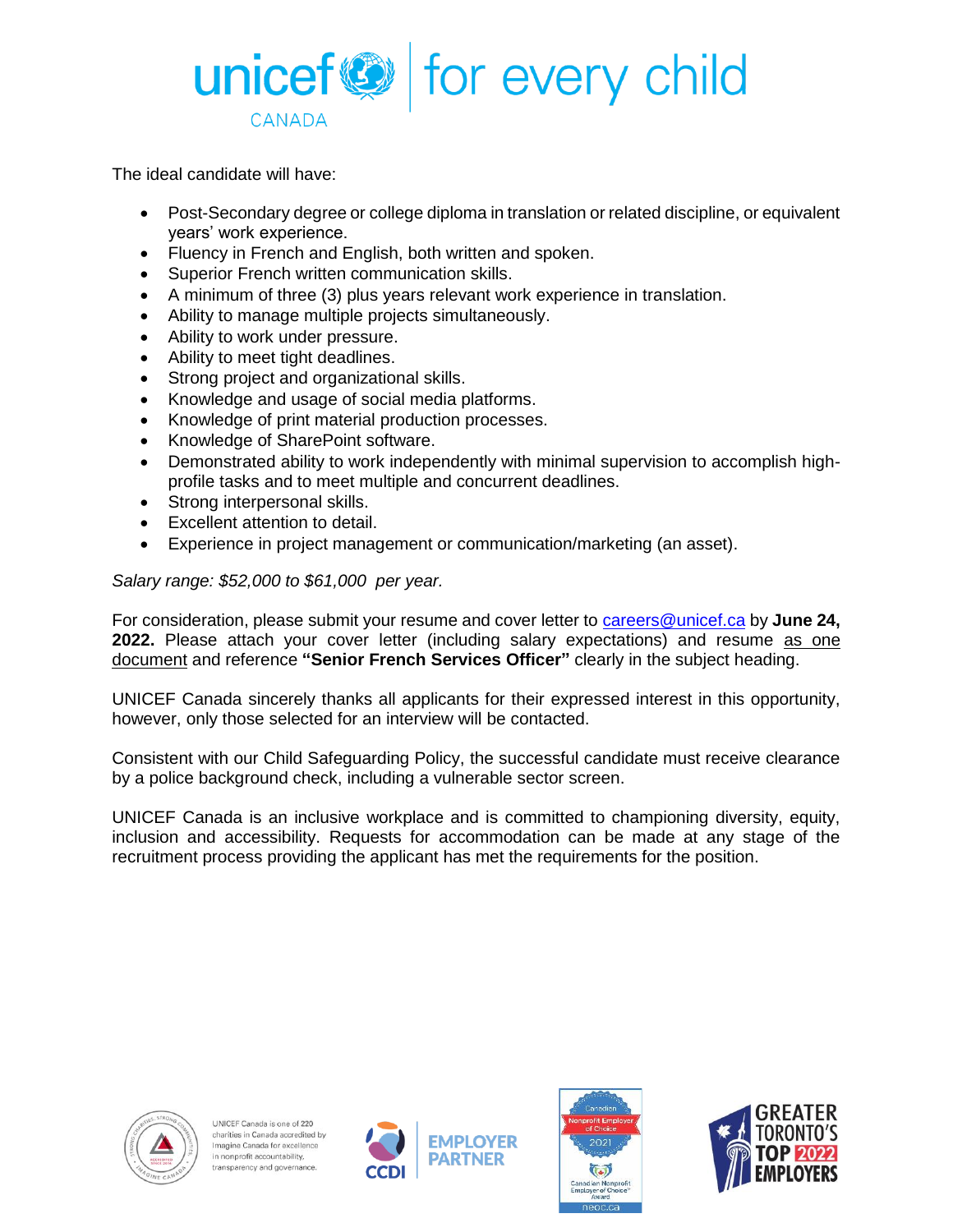The ideal candidate will have:

- Post-Secondary degree or college diploma in translation or related discipline, or equivalent years' work experience.
- Fluency in French and English, both written and spoken.
- Superior French written communication skills.
- A minimum of three (3) plus years relevant work experience in translation.
- Ability to manage multiple projects simultaneously.
- Ability to work under pressure.
- Ability to meet tight deadlines.
- Strong project and organizational skills.
- Knowledge and usage of social media platforms.
- Knowledge of print material production processes.
- Knowledge of SharePoint software.
- Demonstrated ability to work independently with minimal supervision to accomplish high-profile tasks and to meet multiple and concurrent deadlines.
- Strong interpersonal skills.
- Excellent attention to detail.
- Experience in project management or communication/marketing (an asset).

*Salary range: $52,000 to $61,000 per year.*

For consideration, please submit your resume and cover letter to careers@unicef.ca by **June 24, 2022.** Please attach your cover letter (including salary expectations) and resume as one document and reference **"Senior French Services Officer"** clearly in the subject heading.

UNICEF Canada sincerely thanks all applicants for their expressed interest in this opportunity, however, only those selected for an interview will be contacted.

Consistent with our Child Safeguarding Policy, the successful candidate must receive clearance by a police background check, including a vulnerable sector screen.

UNICEF Canada is an inclusive workplace and is committed to championing diversity, equity, inclusion and accessibility. Requests for accommodation can be made at any stage of the recruitment process providing the applicant has met the requirements for the position.

UNICEF Canada is one of 220 charities in Canada accredited by Imagine Canada for excellence in nonprofit accountability, transparency and governance.